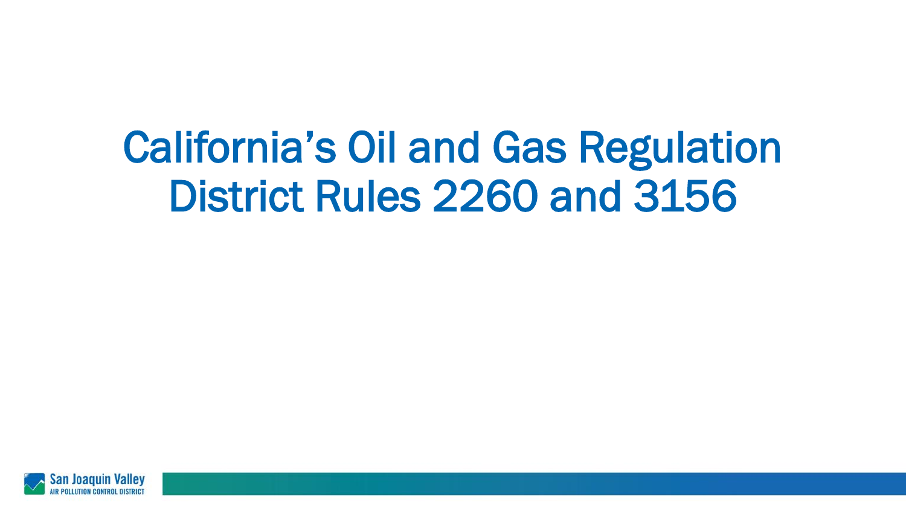# California's Oil and Gas Regulation
# District Rules 2260 and 3156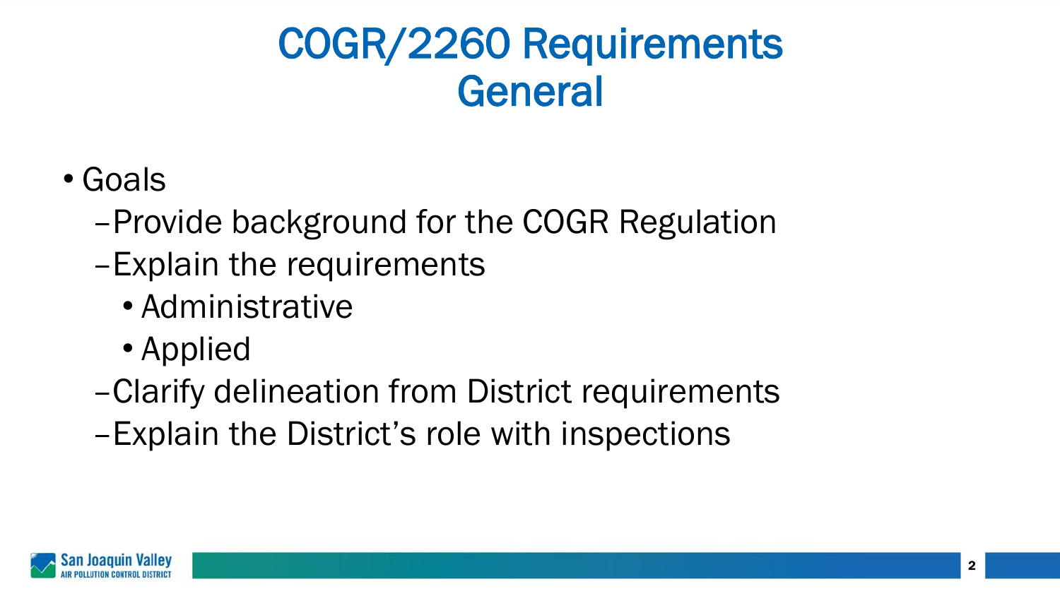# COGR/2260 Requirements General

- Goals
  - Provide background for the COGR Regulation
  - Explain the requirements
    - Administrative
    - Applied
  - Clarify delineation from District requirements
  - Explain the District's role with inspections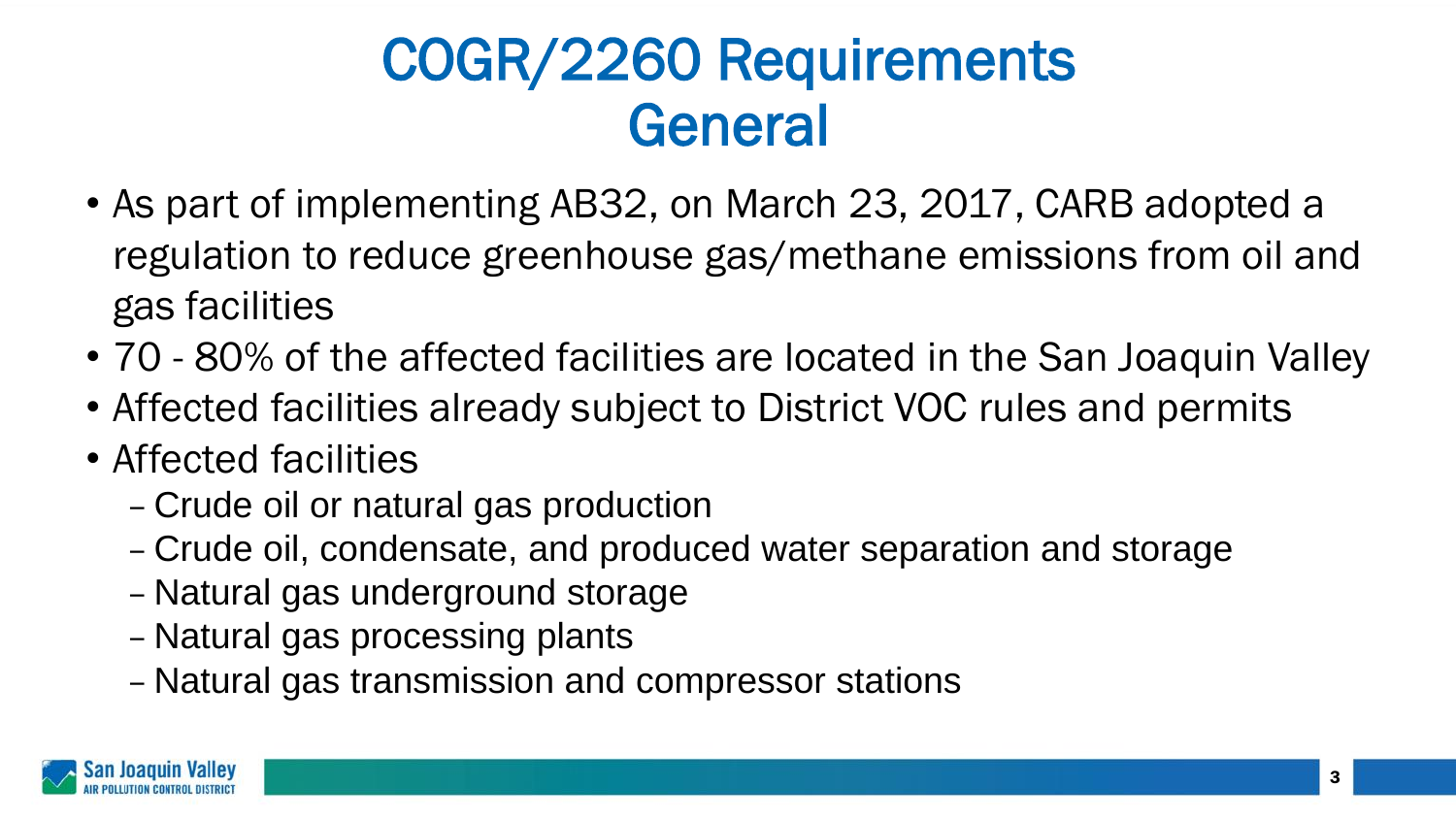# COGR/2260 Requirements General

- As part of implementing AB32, on March 23, 2017, CARB adopted a regulation to reduce greenhouse gas/methane emissions from oil and gas facilities
- 70 - 80% of the affected facilities are located in the San Joaquin Valley
- Affected facilities already subject to District VOC rules and permits
- Affected facilities
  - Crude oil or natural gas production
  - Crude oil, condensate, and produced water separation and storage
  - Natural gas underground storage
  - Natural gas processing plants
  - Natural gas transmission and compressor stations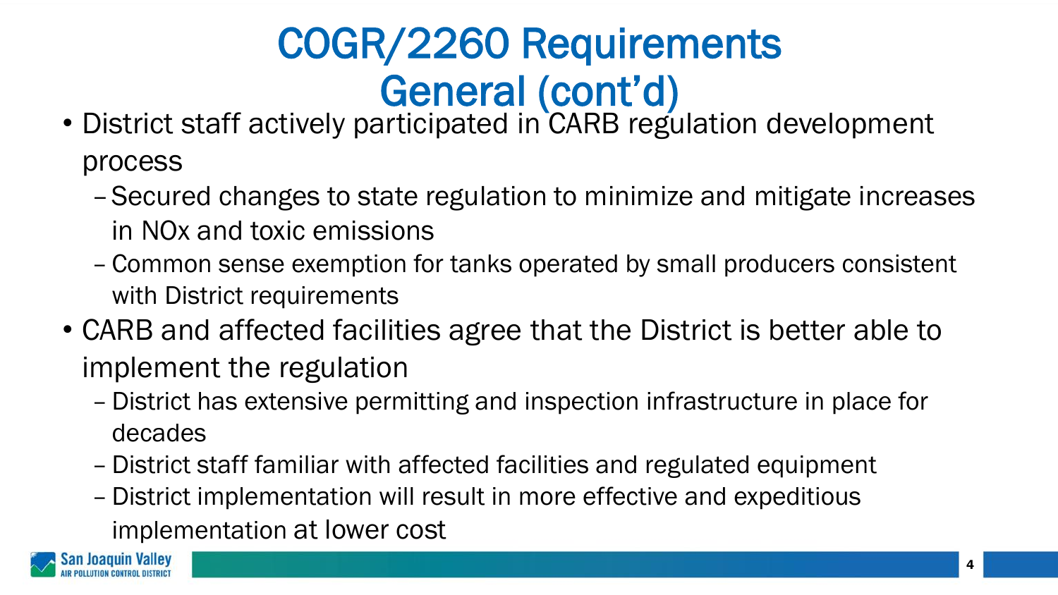# COGR/2260 Requirements General (cont'd)

- District staff actively participated in CARB regulation development process
  - Secured changes to state regulation to minimize and mitigate increases in NOx and toxic emissions
  - Common sense exemption for tanks operated by small producers consistent with District requirements
- CARB and affected facilities agree that the District is better able to implement the regulation
  - District has extensive permitting and inspection infrastructure in place for decades
  - District staff familiar with affected facilities and regulated equipment
  - District implementation will result in more effective and expeditious implementation at lower cost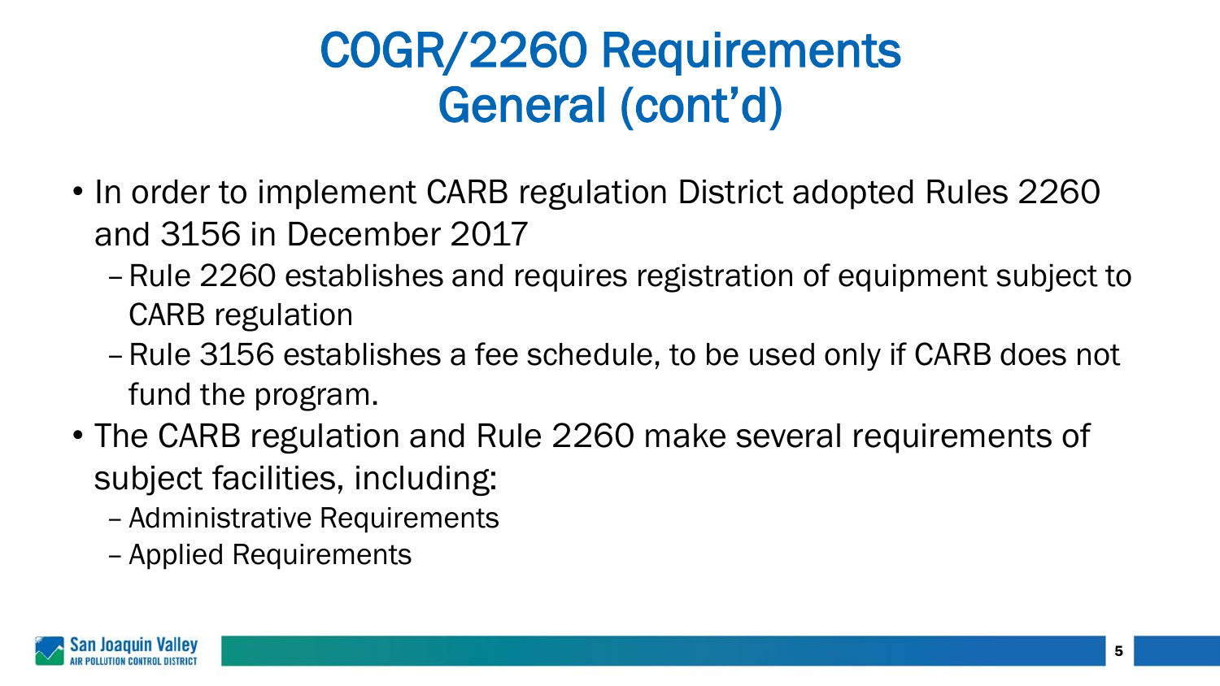# COGR/2260 Requirements
# General (cont'd)

- In order to implement CARB regulation District adopted Rules 2260 and 3156 in December 2017
  - Rule 2260 establishes and requires registration of equipment subject to CARB regulation
  - Rule 3156 establishes a fee schedule, to be used only if CARB does not fund the program.
- The CARB regulation and Rule 2260 make several requirements of subject facilities, including:
  - Administrative Requirements
  - Applied Requirements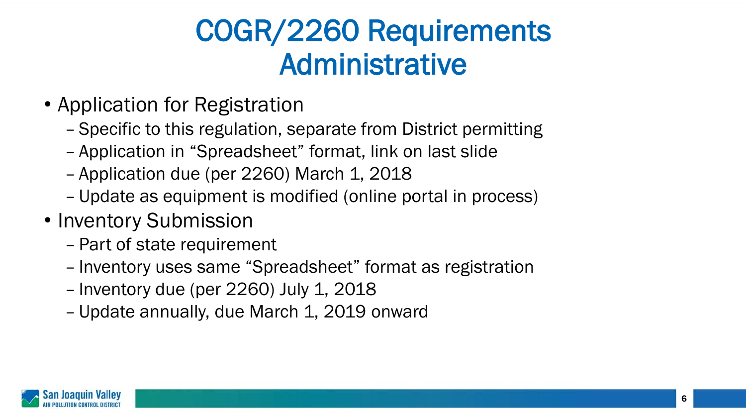# COGR/2260 Requirements Administrative

- Application for Registration
  - Specific to this regulation, separate from District permitting
  - Application in "Spreadsheet" format, link on last slide
  - Application due (per 2260) March 1, 2018
  - Update as equipment is modified (online portal in process)
- Inventory Submission
  - Part of state requirement
  - Inventory uses same "Spreadsheet" format as registration
  - Inventory due (per 2260) July 1, 2018
  - Update annually, due March 1, 2019 onward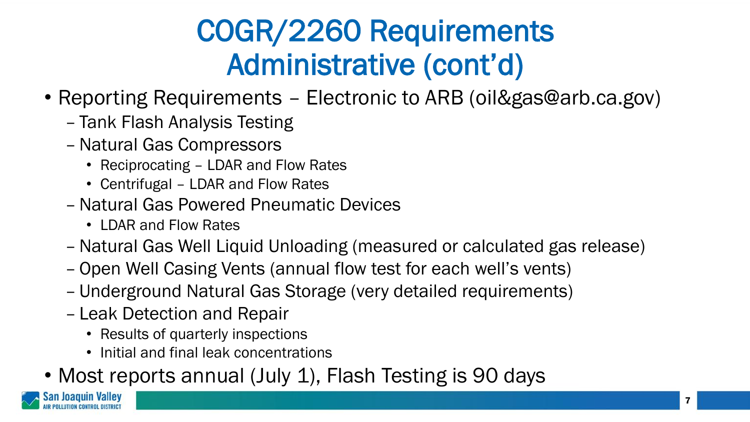# COGR/2260 Requirements Administrative (cont'd)

- Reporting Requirements – Electronic to ARB (oil&gas@arb.ca.gov)
  - Tank Flash Analysis Testing
  - Natural Gas Compressors
    - Reciprocating – LDAR and Flow Rates
    - Centrifugal – LDAR and Flow Rates
  - Natural Gas Powered Pneumatic Devices
    - LDAR and Flow Rates
  - Natural Gas Well Liquid Unloading (measured or calculated gas release)
  - Open Well Casing Vents (annual flow test for each well's vents)
  - Underground Natural Gas Storage (very detailed requirements)
  - Leak Detection and Repair
    - Results of quarterly inspections
    - Initial and final leak concentrations
- Most reports annual (July 1), Flash Testing is 90 days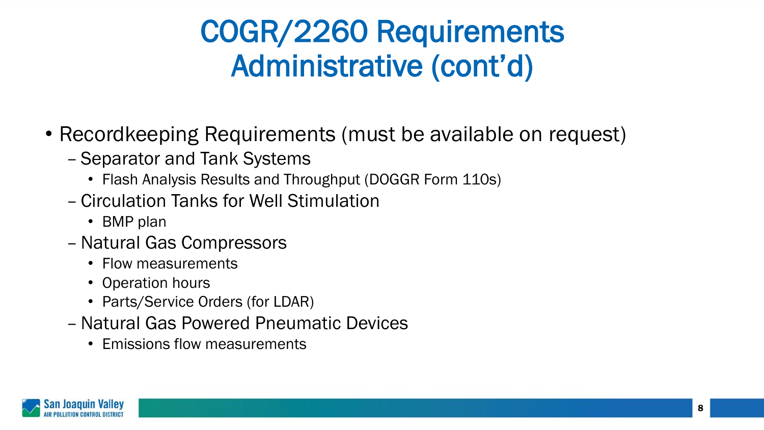# COGR/2260 Requirements Administrative (cont'd)

- Recordkeeping Requirements (must be available on request)
  - Separator and Tank Systems
    - Flash Analysis Results and Throughput (DOGGR Form 110s)
  - Circulation Tanks for Well Stimulation
    - BMP plan
  - Natural Gas Compressors
    - Flow measurements
    - Operation hours
    - Parts/Service Orders (for LDAR)
  - Natural Gas Powered Pneumatic Devices
    - Emissions flow measurements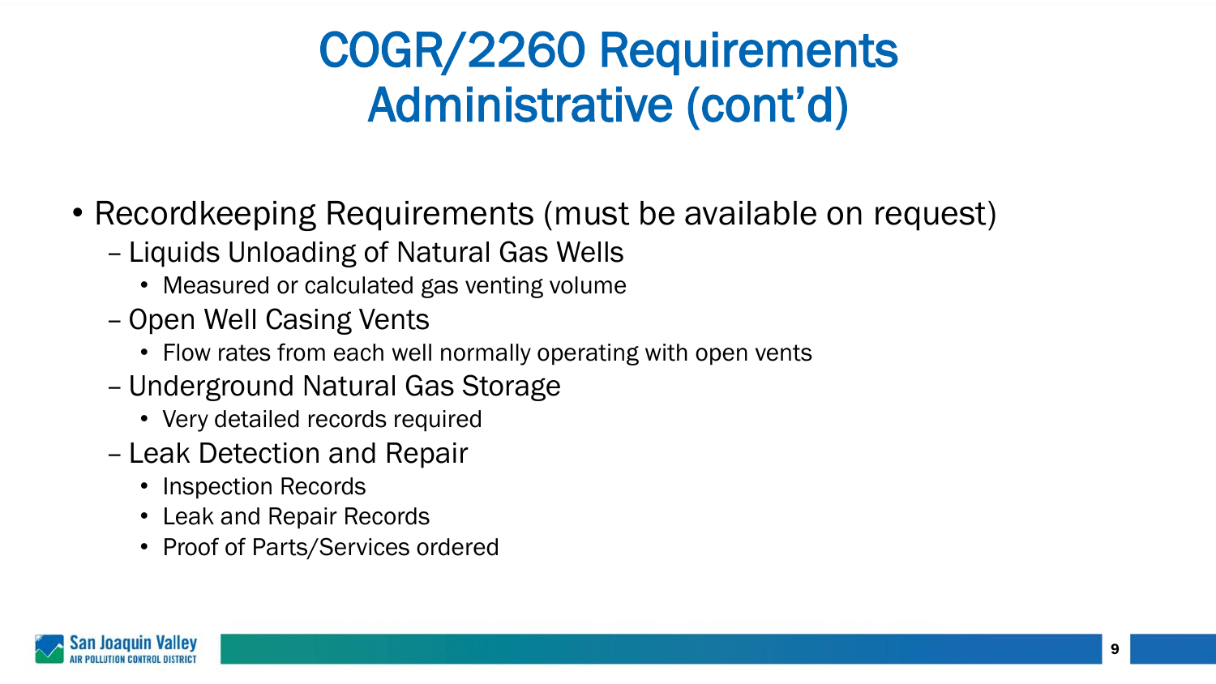# COGR/2260 Requirements Administrative (cont'd)

- Recordkeeping Requirements (must be available on request)
  - Liquids Unloading of Natural Gas Wells
    - Measured or calculated gas venting volume
  - Open Well Casing Vents
    - Flow rates from each well normally operating with open vents
  - Underground Natural Gas Storage
    - Very detailed records required
  - Leak Detection and Repair
    - Inspection Records
    - Leak and Repair Records
    - Proof of Parts/Services ordered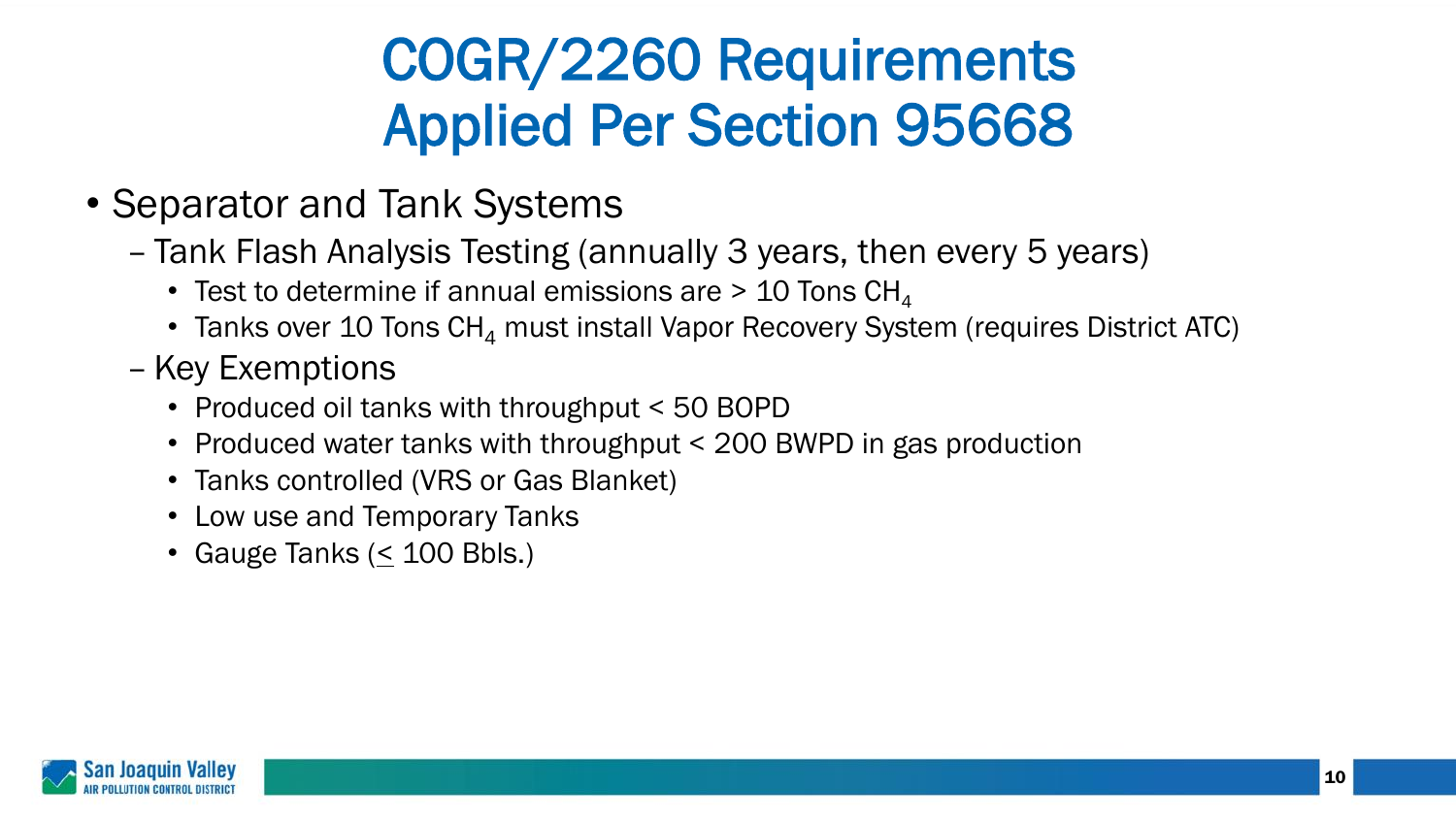# COGR/2260 Requirements Applied Per Section 95668

- Separator and Tank Systems
  - Tank Flash Analysis Testing (annually 3 years, then every 5 years)
    - Test to determine if annual emissions are > 10 Tons $CH_4$
    - Tanks over 10 Tons $CH_4$ must install Vapor Recovery System (requires District ATC)
  - Key Exemptions
    - Produced oil tanks with throughput < 50 BOPD
    - Produced water tanks with throughput < 200 BWPD in gas production
    - Tanks controlled (VRS or Gas Blanket)
    - Low use and Temporary Tanks
    - Gauge Tanks ($\leq$ 100 Bbls.)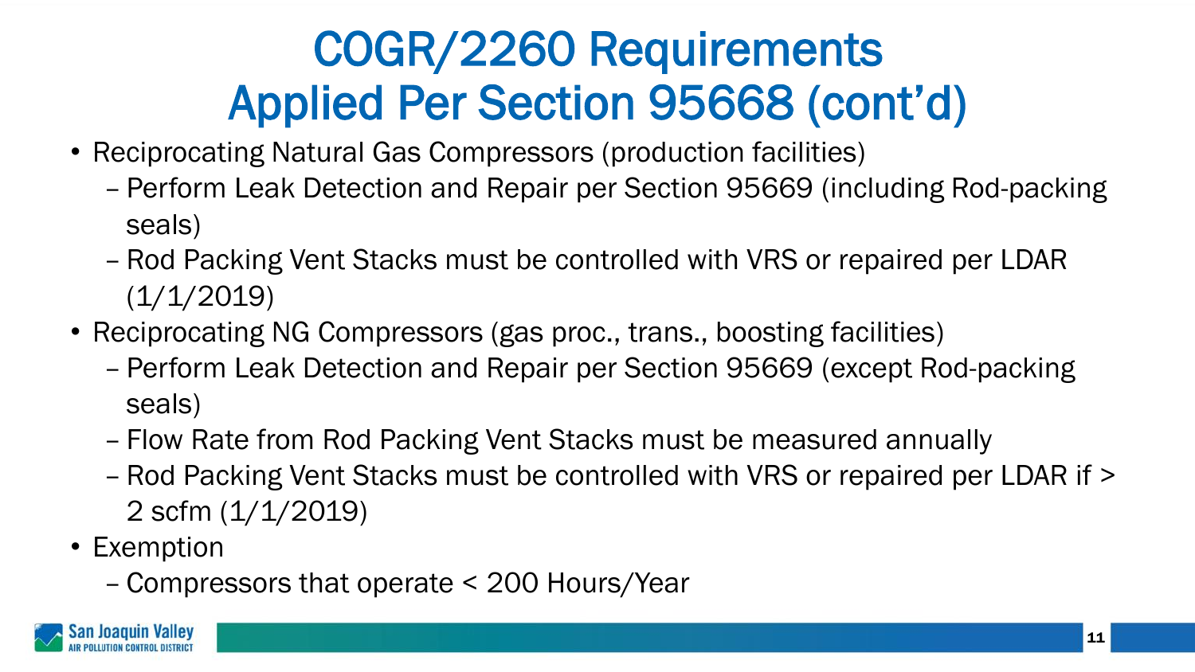# COGR/2260 Requirements Applied Per Section 95668 (cont'd)

- Reciprocating Natural Gas Compressors (production facilities)
  - Perform Leak Detection and Repair per Section 95669 (including Rod-packing seals)
  - Rod Packing Vent Stacks must be controlled with VRS or repaired per LDAR (1/1/2019)
- Reciprocating NG Compressors (gas proc., trans., boosting facilities)
  - Perform Leak Detection and Repair per Section 95669 (except Rod-packing seals)
  - Flow Rate from Rod Packing Vent Stacks must be measured annually
  - Rod Packing Vent Stacks must be controlled with VRS or repaired per LDAR if > 2 scfm (1/1/2019)
- Exemption
  - Compressors that operate < 200 Hours/Year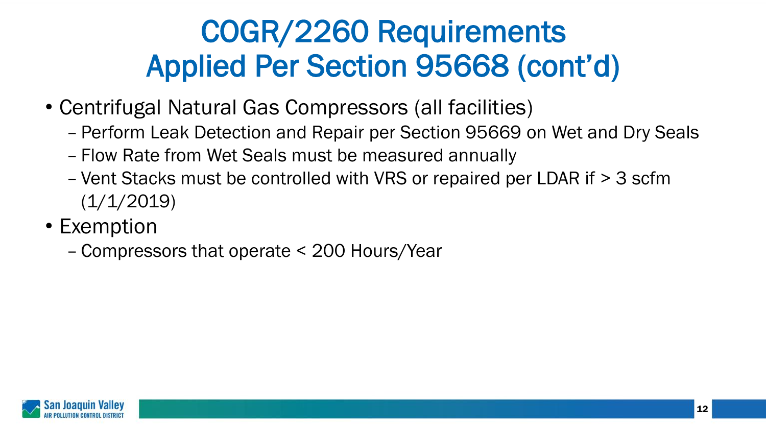# COGR/2260 Requirements Applied Per Section 95668 (cont'd)

- Centrifugal Natural Gas Compressors (all facilities)
  - Perform Leak Detection and Repair per Section 95669 on Wet and Dry Seals
  - Flow Rate from Wet Seals must be measured annually
  - Vent Stacks must be controlled with VRS or repaired per LDAR if > 3 scfm (1/1/2019)
- Exemption
  - Compressors that operate < 200 Hours/Year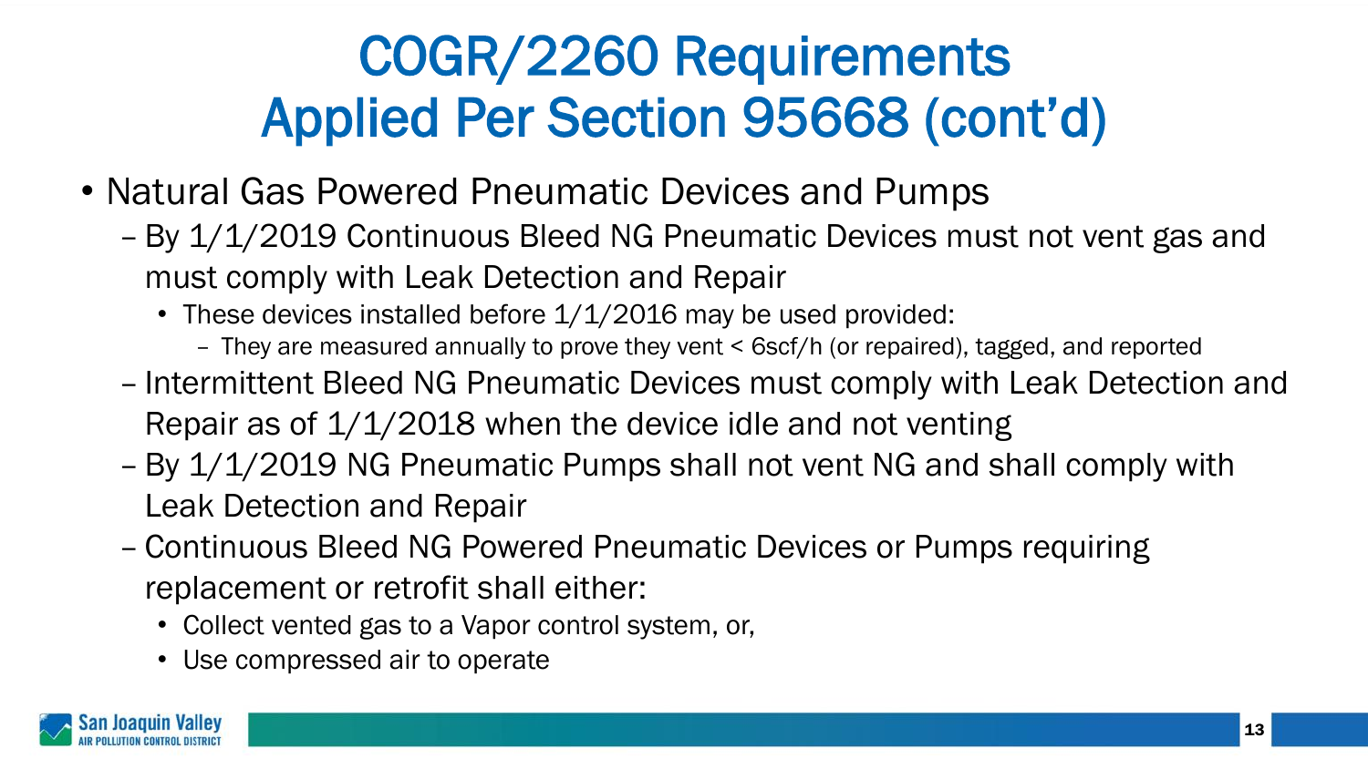# COGR/2260 Requirements Applied Per Section 95668 (cont'd)

- Natural Gas Powered Pneumatic Devices and Pumps
  - By 1/1/2019 Continuous Bleed NG Pneumatic Devices must not vent gas and must comply with Leak Detection and Repair
    - These devices installed before 1/1/2016 may be used provided:
      - They are measured annually to prove they vent < 6scf/h (or repaired), tagged, and reported
  - Intermittent Bleed NG Pneumatic Devices must comply with Leak Detection and Repair as of 1/1/2018 when the device idle and not venting
  - By 1/1/2019 NG Pneumatic Pumps shall not vent NG and shall comply with Leak Detection and Repair
  - Continuous Bleed NG Powered Pneumatic Devices or Pumps requiring replacement or retrofit shall either:
    - Collect vented gas to a Vapor control system, or,
    - Use compressed air to operate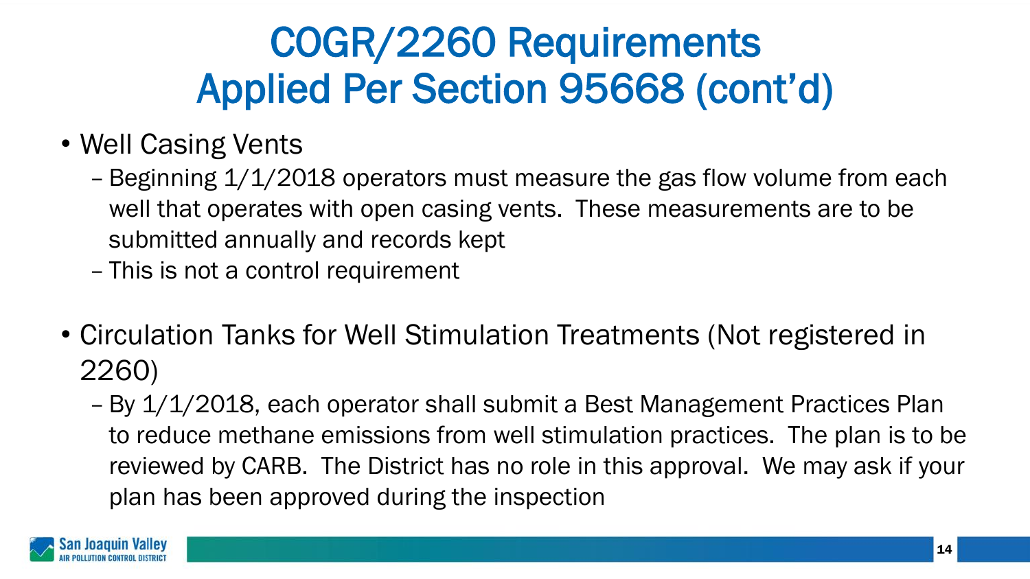# COGR/2260 Requirements Applied Per Section 95668 (cont'd)

- Well Casing Vents
  - Beginning 1/1/2018 operators must measure the gas flow volume from each well that operates with open casing vents. These measurements are to be submitted annually and records kept
  - This is not a control requirement
- Circulation Tanks for Well Stimulation Treatments (Not registered in 2260)
  - By 1/1/2018, each operator shall submit a Best Management Practices Plan to reduce methane emissions from well stimulation practices. The plan is to be reviewed by CARB. The District has no role in this approval. We may ask if your plan has been approved during the inspection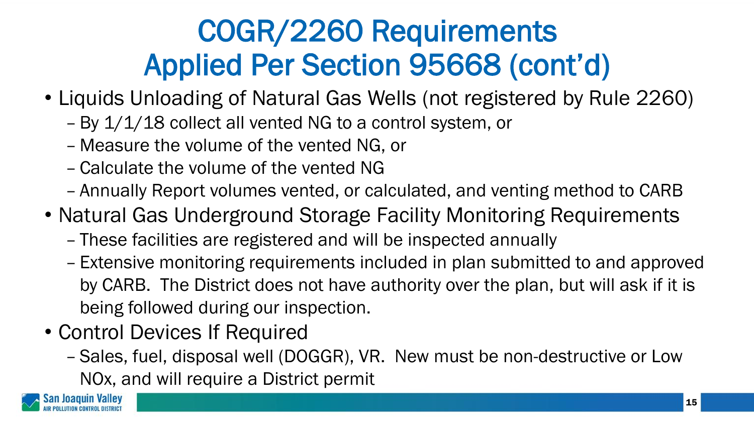# COGR/2260 Requirements Applied Per Section 95668 (cont'd)

- Liquids Unloading of Natural Gas Wells (not registered by Rule 2260)
  - By 1/1/18 collect all vented NG to a control system, or
  - Measure the volume of the vented NG, or
  - Calculate the volume of the vented NG
  - Annually Report volumes vented, or calculated, and venting method to CARB
- Natural Gas Underground Storage Facility Monitoring Requirements
  - These facilities are registered and will be inspected annually
  - Extensive monitoring requirements included in plan submitted to and approved by CARB. The District does not have authority over the plan, but will ask if it is being followed during our inspection.
- Control Devices If Required
  - Sales, fuel, disposal well (DOGGR), VR. New must be non-destructive or Low NOx, and will require a District permit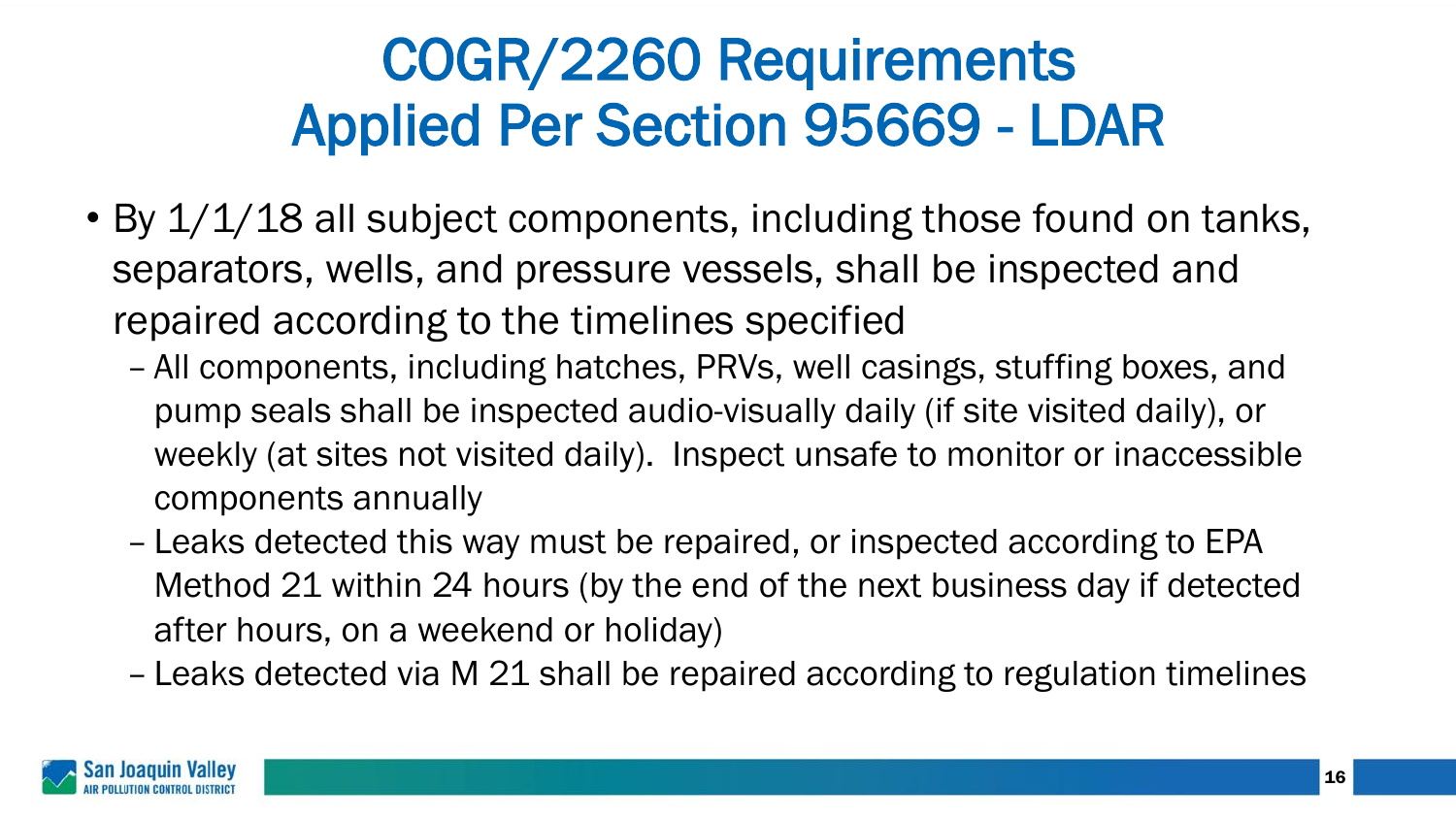# COGR/2260 Requirements Applied Per Section 95669 - LDAR

- By 1/1/18 all subject components, including those found on tanks, separators, wells, and pressure vessels, shall be inspected and repaired according to the timelines specified
  - All components, including hatches, PRVs, well casings, stuffing boxes, and pump seals shall be inspected audio-visually daily (if site visited daily), or weekly (at sites not visited daily). Inspect unsafe to monitor or inaccessible components annually
  - Leaks detected this way must be repaired, or inspected according to EPA Method 21 within 24 hours (by the end of the next business day if detected after hours, on a weekend or holiday)
  - Leaks detected via M 21 shall be repaired according to regulation timelines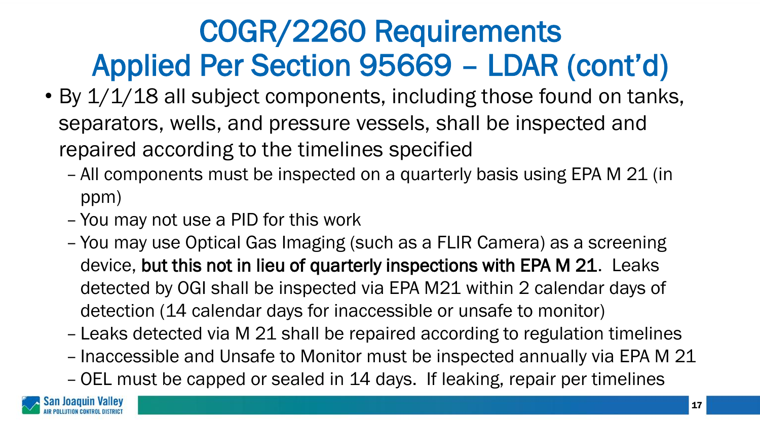# COGR/2260 Requirements Applied Per Section 95669 – LDAR (cont'd)

- By 1/1/18 all subject components, including those found on tanks, separators, wells, and pressure vessels, shall be inspected and repaired according to the timelines specified
  - All components must be inspected on a quarterly basis using EPA M 21 (in ppm)
  - You may not use a PID for this work
  - You may use Optical Gas Imaging (such as a FLIR Camera) as a screening device, **but this not in lieu of quarterly inspections with EPA M 21**. Leaks detected by OGI shall be inspected via EPA M21 within 2 calendar days of detection (14 calendar days for inaccessible or unsafe to monitor)
  - Leaks detected via M 21 shall be repaired according to regulation timelines
  - Inaccessible and Unsafe to Monitor must be inspected annually via EPA M 21
  - OEL must be capped or sealed in 14 days. If leaking, repair per timelines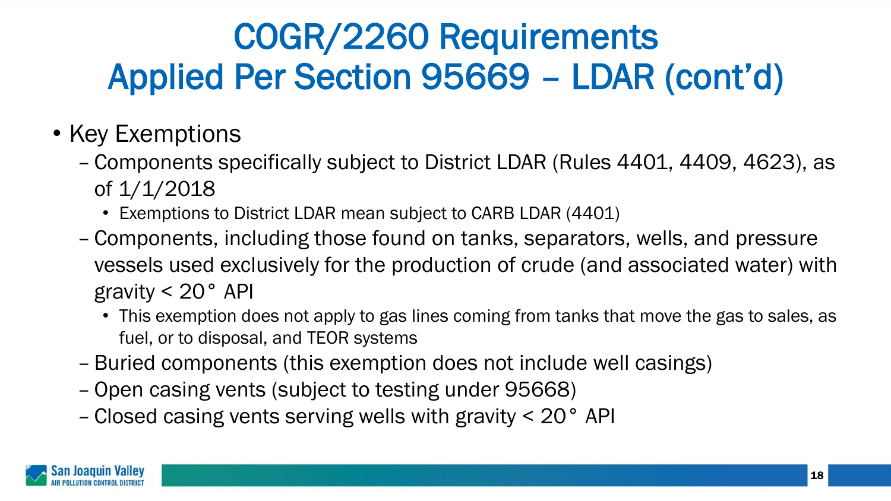# COGR/2260 Requirements Applied Per Section 95669 – LDAR (cont'd)

- Key Exemptions
  - Components specifically subject to District LDAR (Rules 4401, 4409, 4623), as of 1/1/2018
    - Exemptions to District LDAR mean subject to CARB LDAR (4401)
  - Components, including those found on tanks, separators, wells, and pressure vessels used exclusively for the production of crude (and associated water) with gravity < 20° API
    - This exemption does not apply to gas lines coming from tanks that move the gas to sales, as fuel, or to disposal, and TEOR systems
  - Buried components (this exemption does not include well casings)
  - Open casing vents (subject to testing under 95668)
  - Closed casing vents serving wells with gravity < 20° API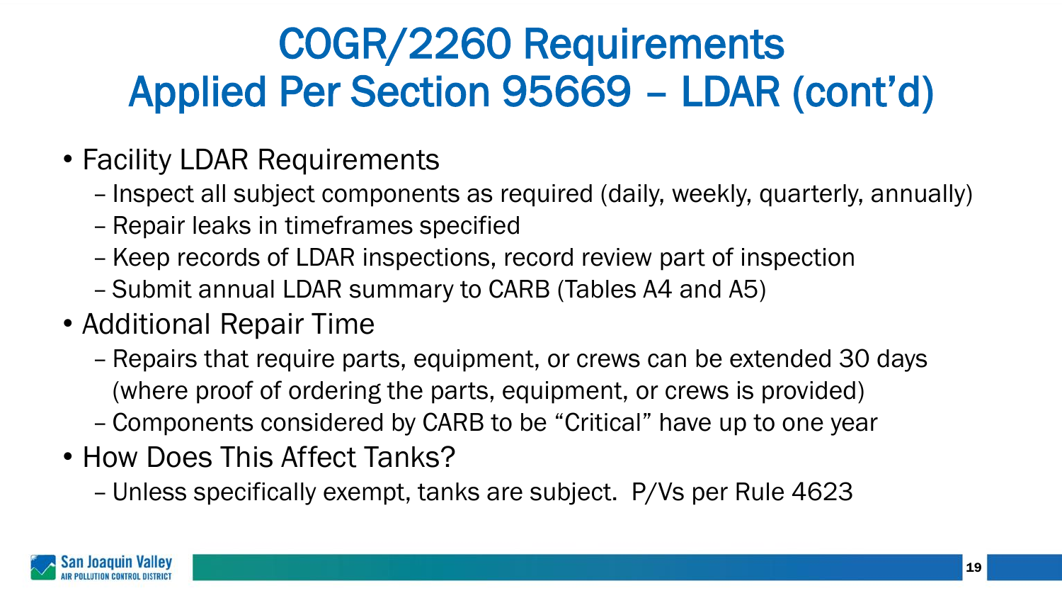# COGR/2260 Requirements Applied Per Section 95669 – LDAR (cont'd)

- Facility LDAR Requirements
  - Inspect all subject components as required (daily, weekly, quarterly, annually)
  - Repair leaks in timeframes specified
  - Keep records of LDAR inspections, record review part of inspection
  - Submit annual LDAR summary to CARB (Tables A4 and A5)
- Additional Repair Time
  - Repairs that require parts, equipment, or crews can be extended 30 days (where proof of ordering the parts, equipment, or crews is provided)
  - Components considered by CARB to be "Critical" have up to one year
- How Does This Affect Tanks?
  - Unless specifically exempt, tanks are subject. P/Vs per Rule 4623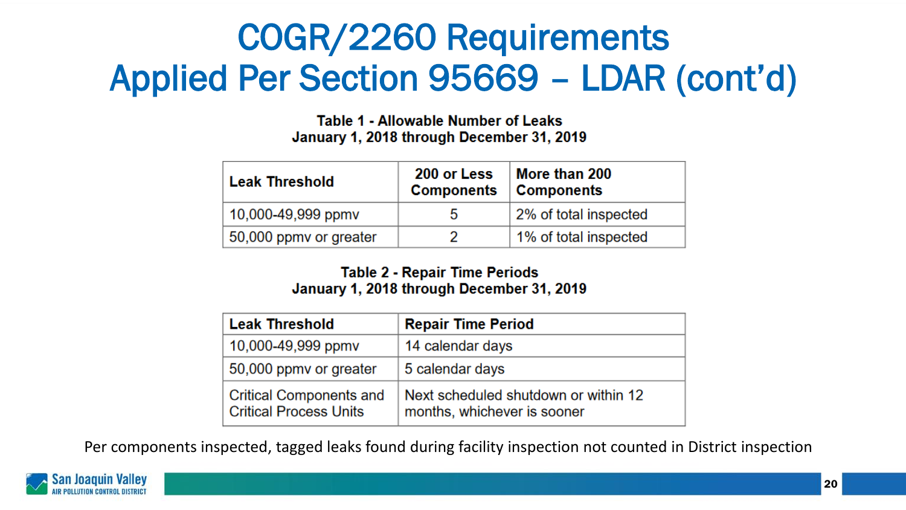# COGR/2260 Requirements Applied Per Section 95669 – LDAR (cont'd)

**Table 1 - Allowable Number of Leaks**
**January 1, 2018 through December 31, 2019**

| Leak Threshold | 200 or Less Components | More than 200 Components |
| --- | --- | --- |
| 10,000-49,999 ppmv | 5 | 2% of total inspected |
| 50,000 ppmv or greater | 2 | 1% of total inspected |

**Table 2 - Repair Time Periods**
**January 1, 2018 through December 31, 2019**

| Leak Threshold | Repair Time Period |
| --- | --- |
| 10,000-49,999 ppmv | 14 calendar days |
| 50,000 ppmv or greater | 5 calendar days |
| Critical Components and Critical Process Units | Next scheduled shutdown or within 12 months, whichever is sooner |

Per components inspected, tagged leaks found during facility inspection not counted in District inspection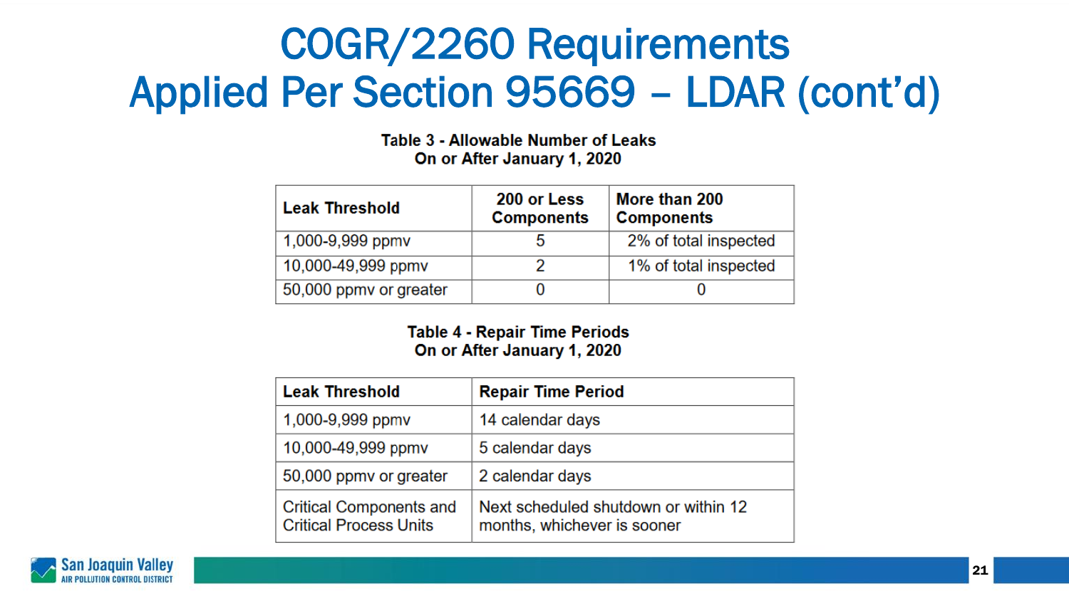# COGR/2260 Requirements Applied Per Section 95669 – LDAR (cont'd)

**Table 3 - Allowable Number of Leaks On or After January 1, 2020**

| Leak Threshold | 200 or Less Components | More than 200 Components |
|---|---|---|
| 1,000-9,999 ppmv | 5 | 2% of total inspected |
| 10,000-49,999 ppmv | 2 | 1% of total inspected |
| 50,000 ppmv or greater | 0 | 0 |

**Table 4 - Repair Time Periods On or After January 1, 2020**

| Leak Threshold | Repair Time Period |
|---|---|
| 1,000-9,999 ppmv | 14 calendar days |
| 10,000-49,999 ppmv | 5 calendar days |
| 50,000 ppmv or greater | 2 calendar days |
| Critical Components and Critical Process Units | Next scheduled shutdown or within 12 months, whichever is sooner |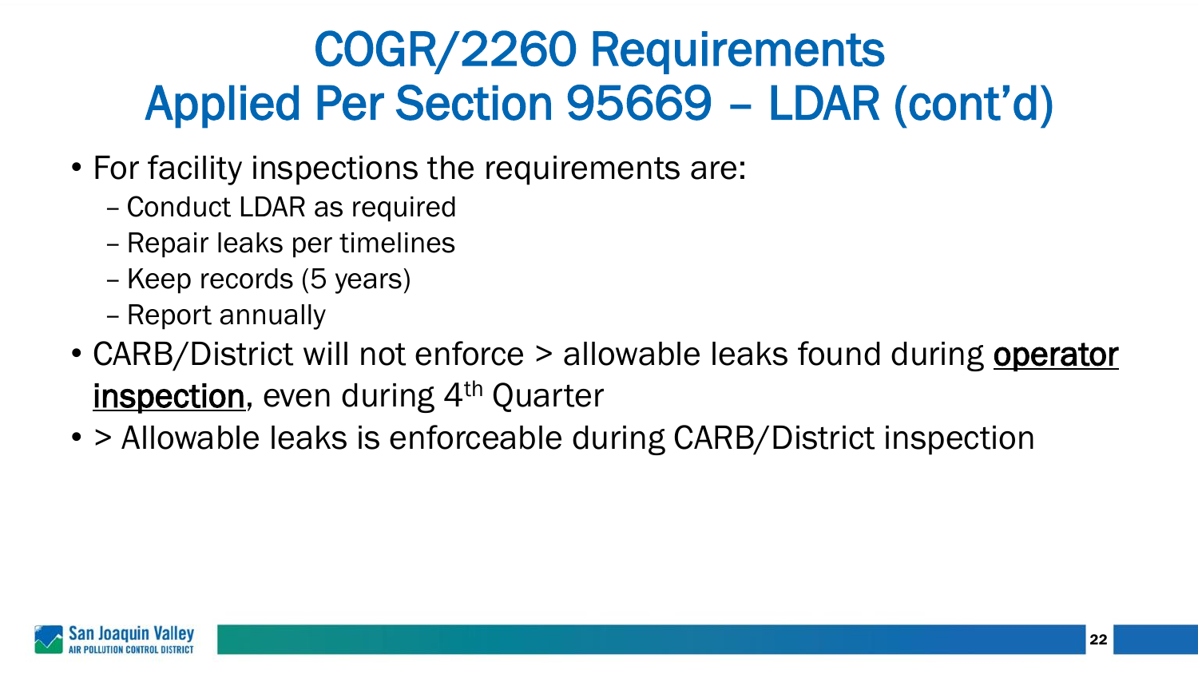# COGR/2260 Requirements Applied Per Section 95669 – LDAR (cont'd)

- For facility inspections the requirements are:
  - Conduct LDAR as required
  - Repair leaks per timelines
  - Keep records (5 years)
  - Report annually
- CARB/District will not enforce > allowable leaks found during **operator inspection**, even during 4th Quarter
- > Allowable leaks is enforceable during CARB/District inspection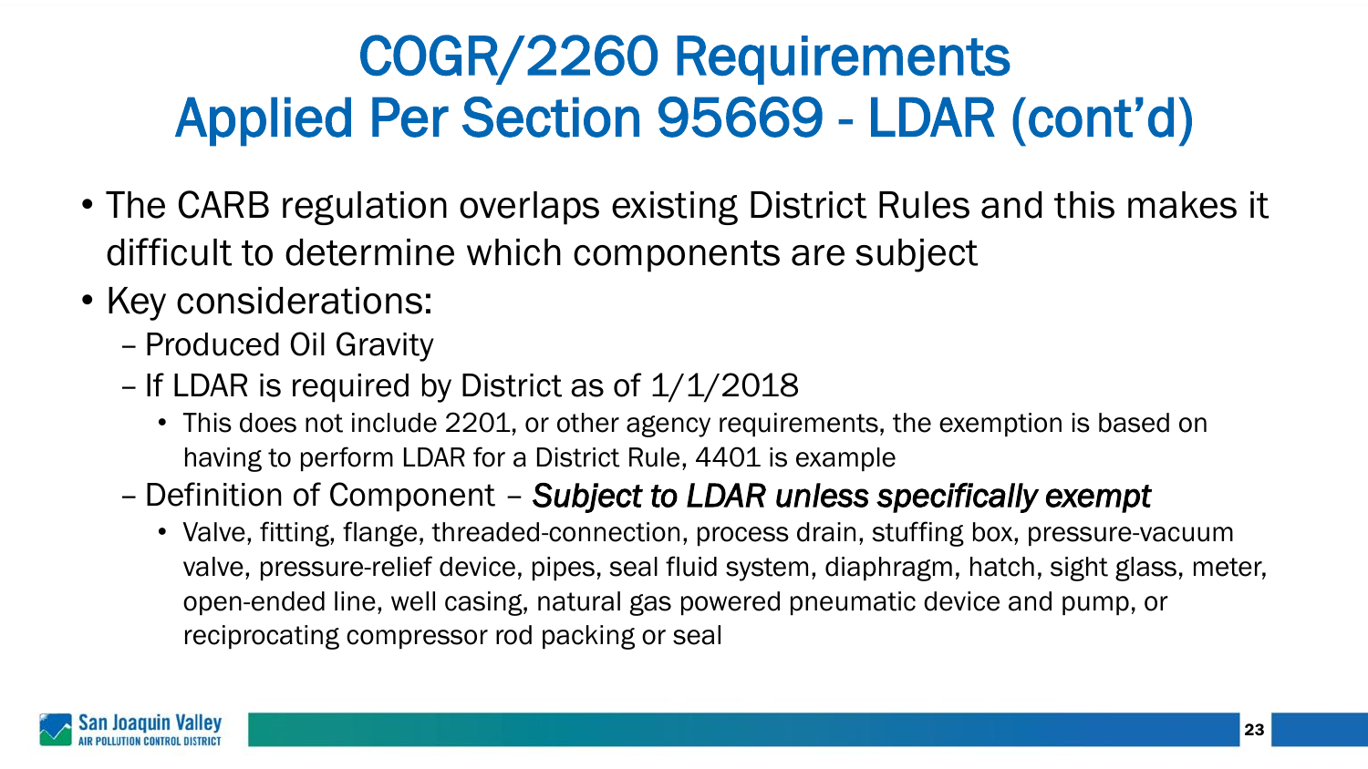# COGR/2260 Requirements Applied Per Section 95669 - LDAR (cont'd)

- The CARB regulation overlaps existing District Rules and this makes it difficult to determine which components are subject
- Key considerations:
  - Produced Oil Gravity
  - If LDAR is required by District as of 1/1/2018
    - This does not include 2201, or other agency requirements, the exemption is based on having to perform LDAR for a District Rule, 4401 is example
  - Definition of Component – ***Subject to LDAR unless specifically exempt***
    - Valve, fitting, flange, threaded-connection, process drain, stuffing box, pressure-vacuum valve, pressure-relief device, pipes, seal fluid system, diaphragm, hatch, sight glass, meter, open-ended line, well casing, natural gas powered pneumatic device and pump, or reciprocating compressor rod packing or seal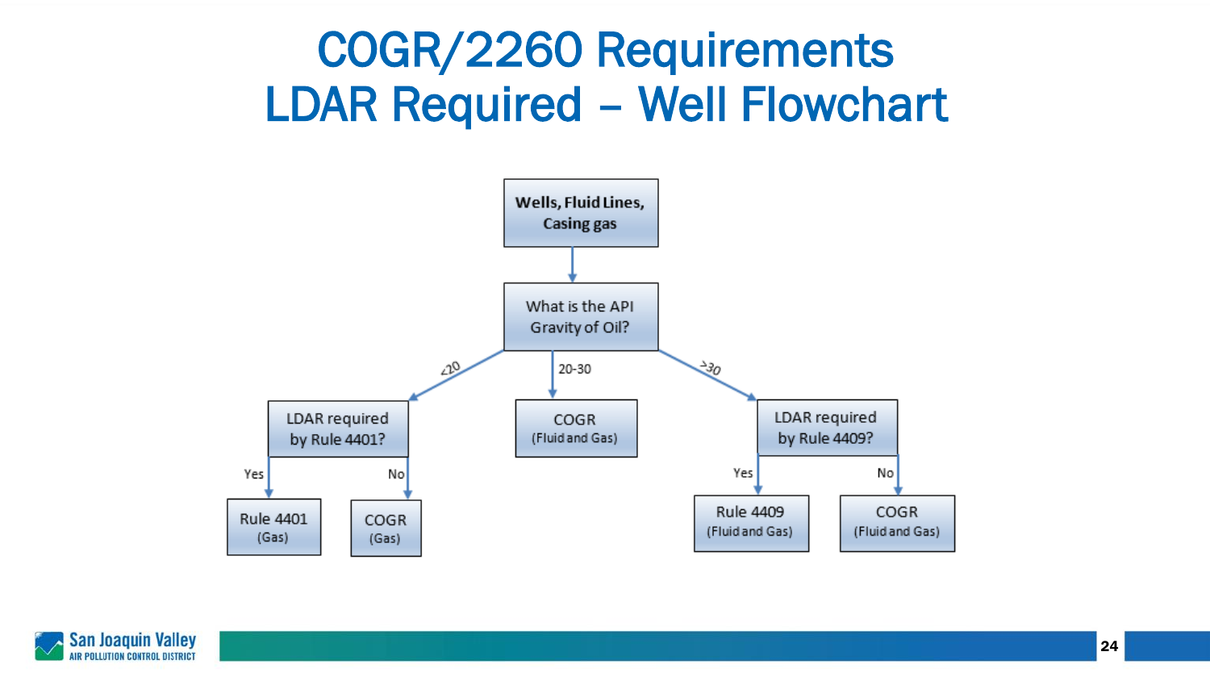# COGR/2260 Requirements LDAR Required – Well Flowchart

**Wells, Fluid Lines, Casing gas**

↓

What is the API Gravity of Oil?

- **<20** → LDAR required by Rule 4401?
  - Yes → Rule 4401 (Gas)
  - No → COGR (Gas)
- **20-30** → COGR (Fluid and Gas)
- **>30** → LDAR required by Rule 4409?
  - Yes → Rule 4409 (Fluid and Gas)
  - No → COGR (Fluid and Gas)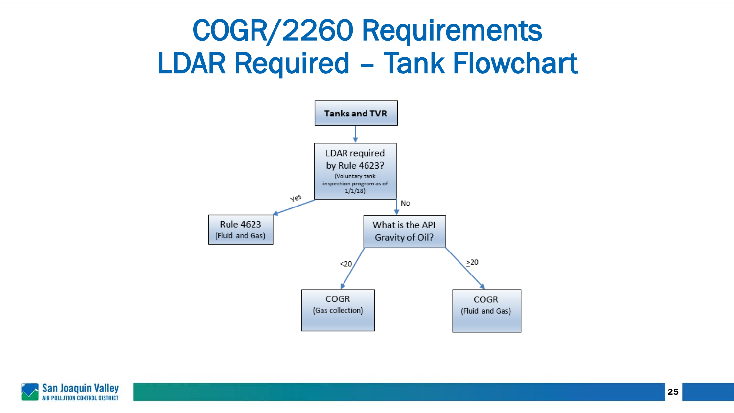# COGR/2260 Requirements
# LDAR Required – Tank Flowchart

- **Tanks and TVR**
  - LDAR required by Rule 4623? (Voluntary tank inspection program as of 1/1/18)
    - Yes → Rule 4623 (Fluid and Gas)
    - No → What is the API Gravity of Oil?
      - <20 → COGR (Gas collection)
      - ≥20 → COGR (Fluid and Gas)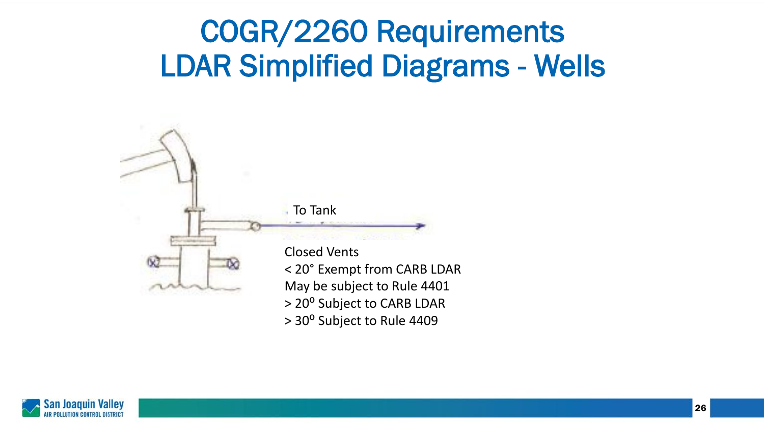# COGR/2260 Requirements
# LDAR Simplified Diagrams - Wells

To Tank

Closed Vents

< 20° Exempt from CARB LDAR

May be subject to Rule 4401

> 20° Subject to CARB LDAR

> 30° Subject to Rule 4409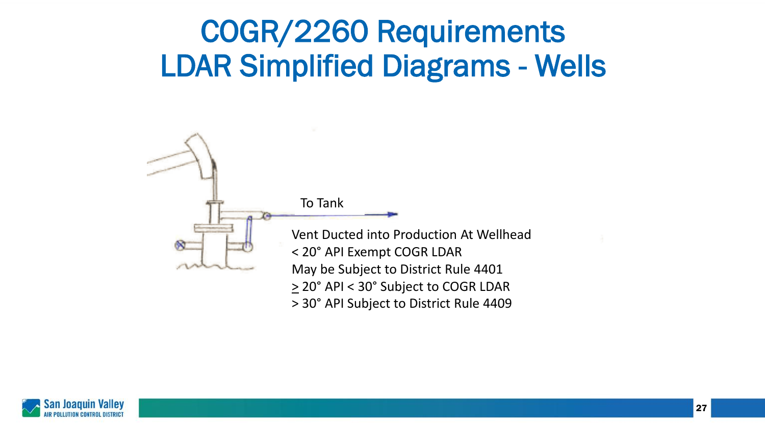# COGR/2260 Requirements
# LDAR Simplified Diagrams - Wells

To Tank

Vent Ducted into Production At Wellhead
< 20° API Exempt COGR LDAR
May be Subject to District Rule 4401
≥ 20° API < 30° Subject to COGR LDAR
> 30° API Subject to District Rule 4409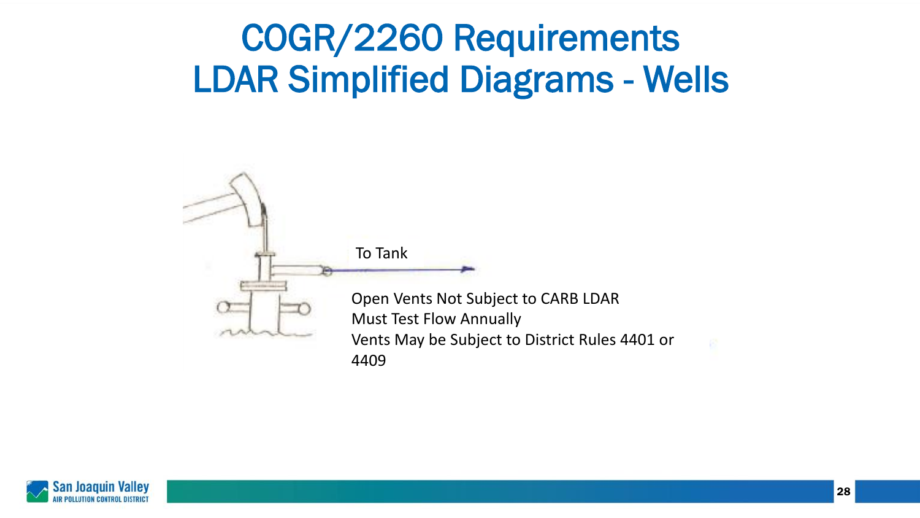# COGR/2260 Requirements LDAR Simplified Diagrams - Wells

To Tank

Open Vents Not Subject to CARB LDAR
Must Test Flow Annually
Vents May be Subject to District Rules 4401 or 4409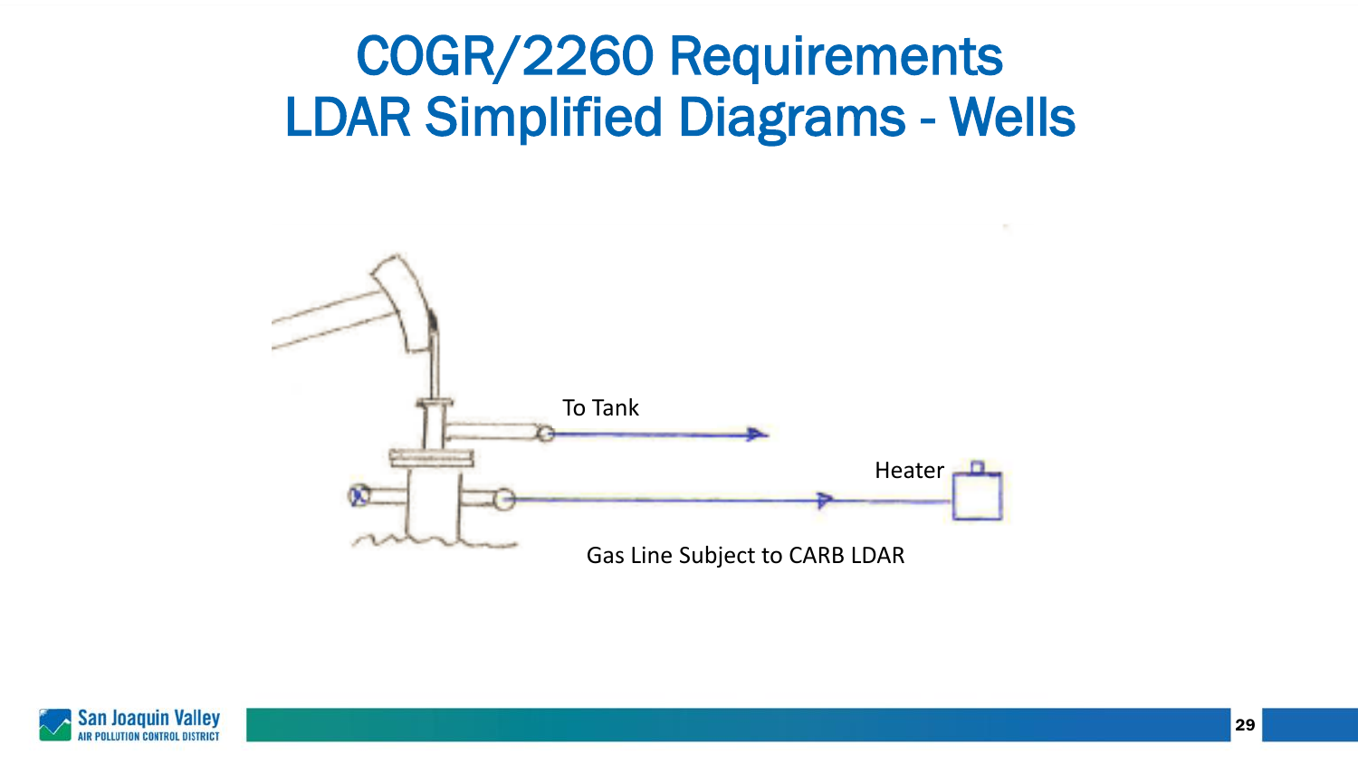# COGR/2260 Requirements
# LDAR Simplified Diagrams - Wells

To Tank

Heater

Gas Line Subject to CARB LDAR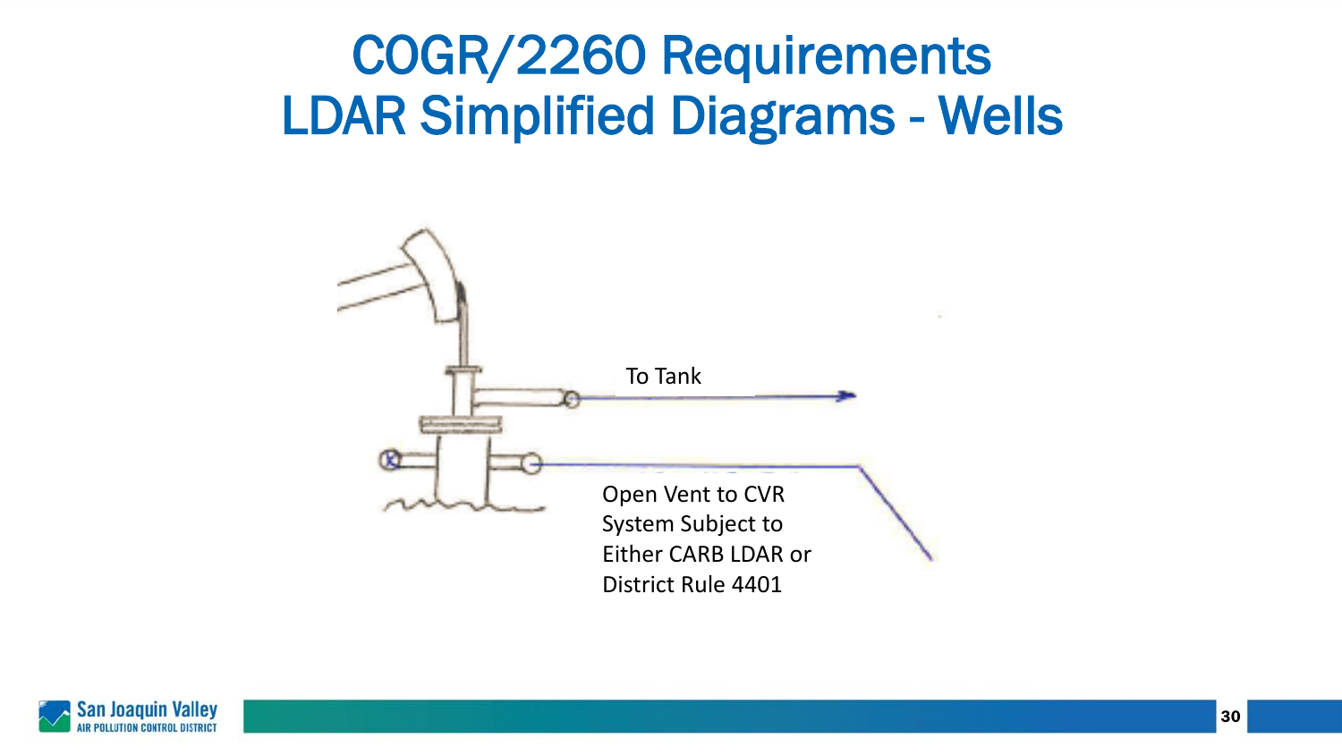# COGR/2260 Requirements
# LDAR Simplified Diagrams - Wells

To Tank

Open Vent to CVR System Subject to Either CARB LDAR or District Rule 4401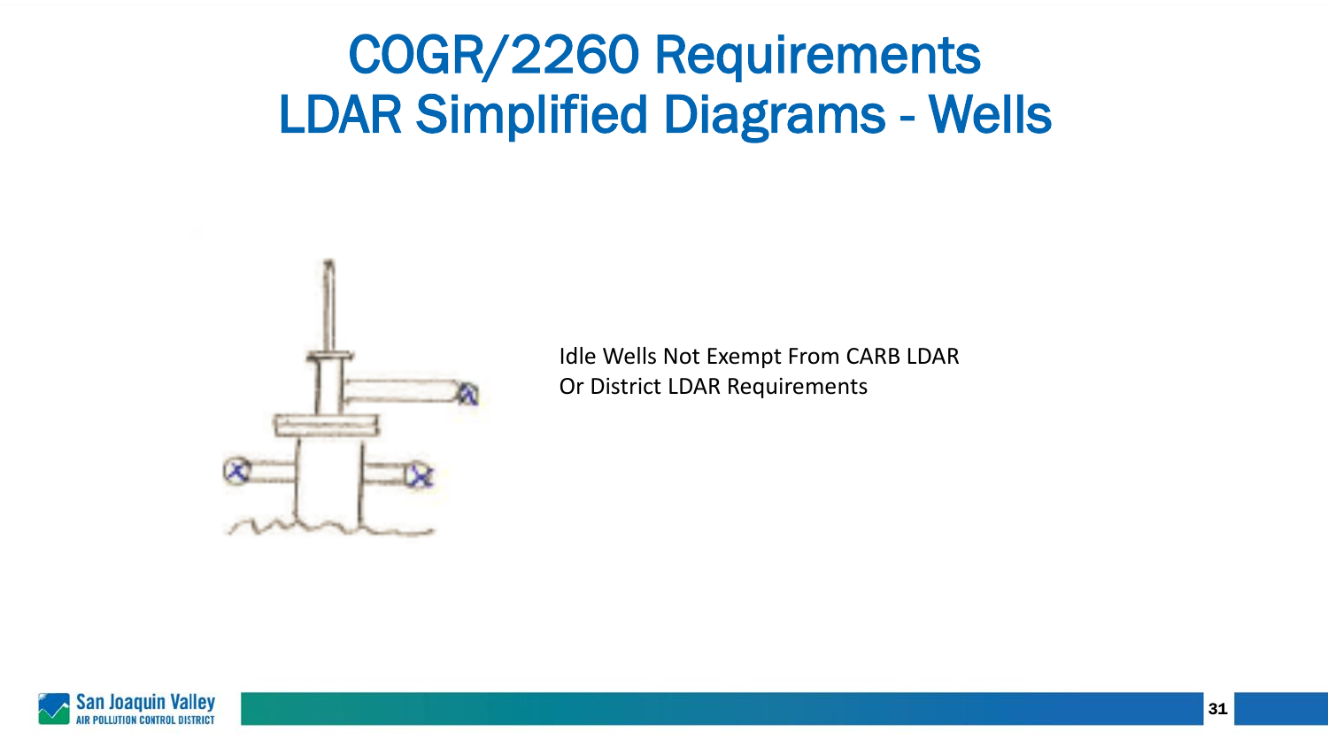# COGR/2260 Requirements
# LDAR Simplified Diagrams - Wells

Idle Wells Not Exempt From CARB LDAR
Or District LDAR Requirements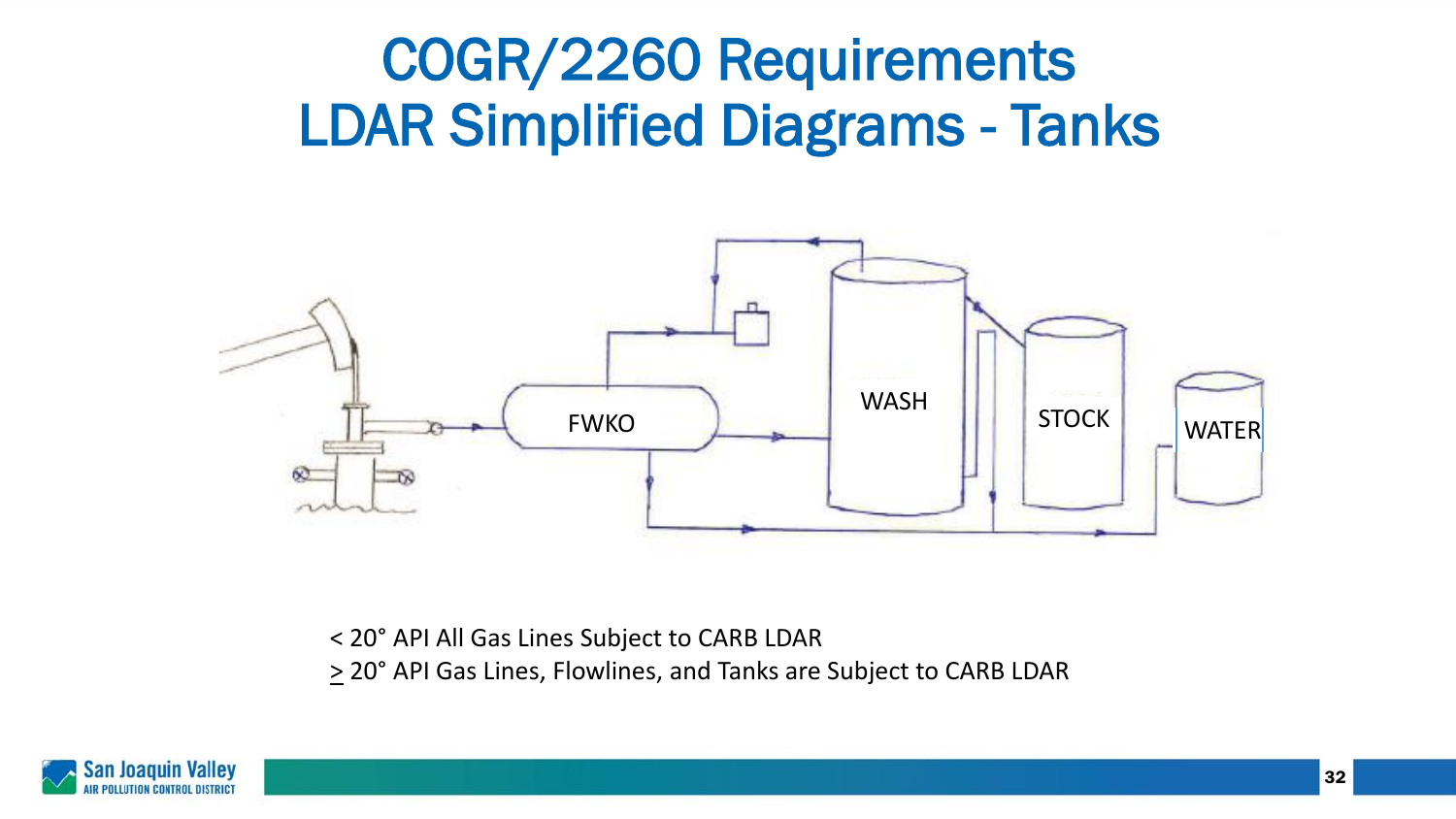# COGR/2260 Requirements
# LDAR Simplified Diagrams - Tanks

FWKO

WASH

STOCK

WATER

< 20° API All Gas Lines Subject to CARB LDAR

≥ 20° API Gas Lines, Flowlines, and Tanks are Subject to CARB LDAR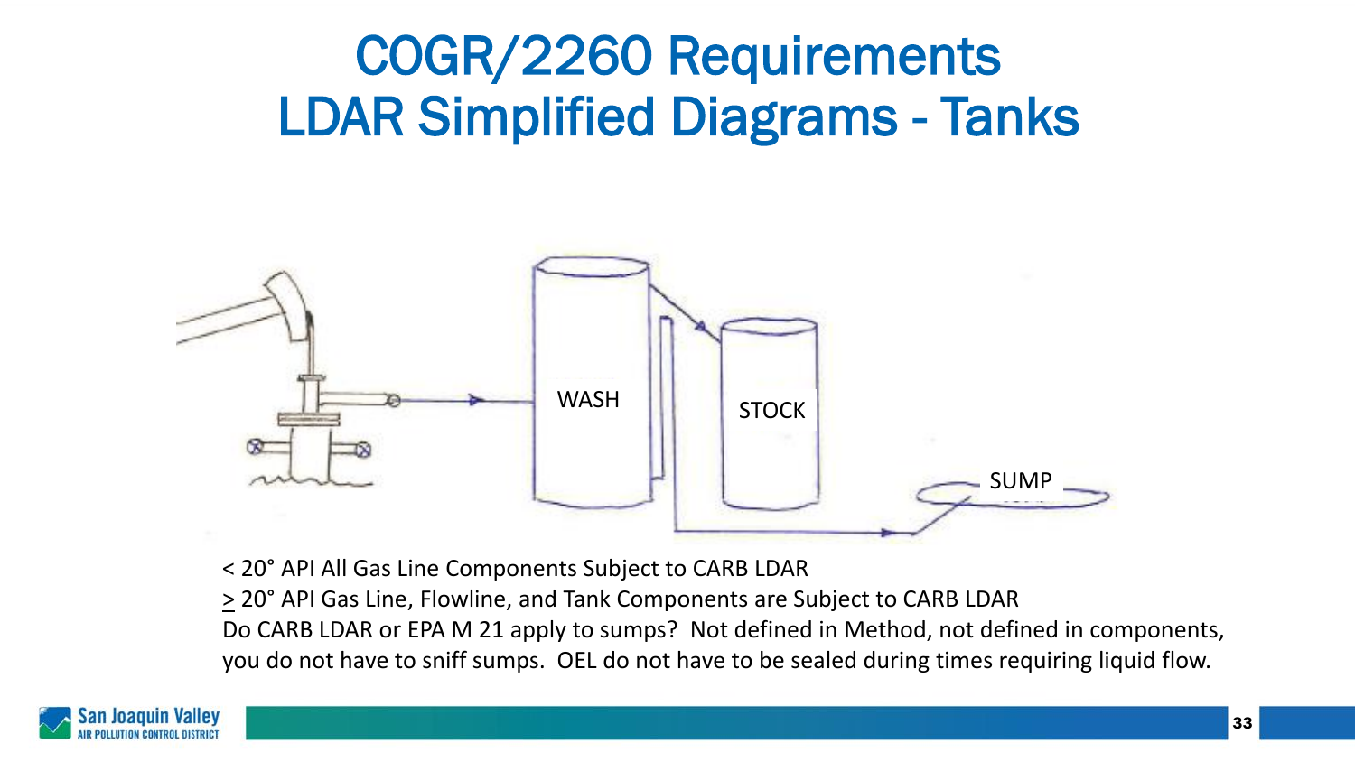# COGR/2260 Requirements
# LDAR Simplified Diagrams - Tanks

WASH

STOCK

SUMP

< 20° API All Gas Line Components Subject to CARB LDAR

≥ 20° API Gas Line, Flowline, and Tank Components are Subject to CARB LDAR

Do CARB LDAR or EPA M 21 apply to sumps? Not defined in Method, not defined in components, you do not have to sniff sumps. OEL do not have to be sealed during times requiring liquid flow.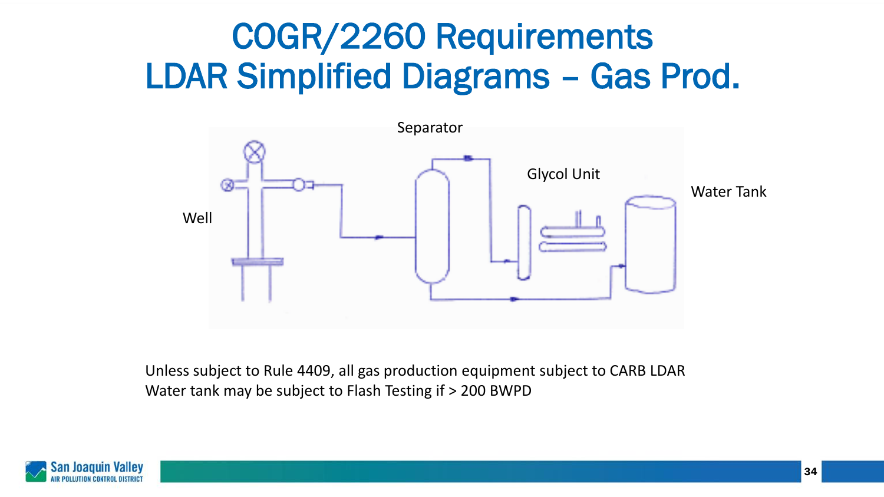# COGR/2260 Requirements
# LDAR Simplified Diagrams – Gas Prod.

Separator

Glycol Unit

Water Tank

Well

Unless subject to Rule 4409, all gas production equipment subject to CARB LDAR
Water tank may be subject to Flash Testing if > 200 BWPD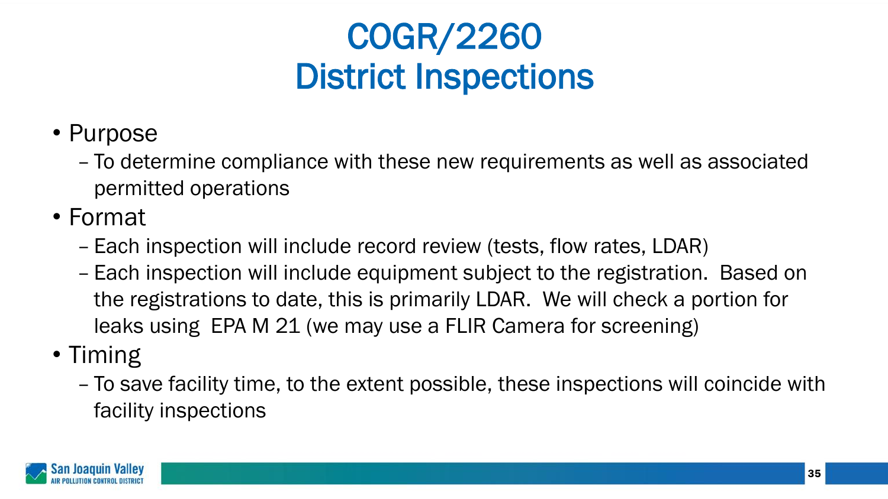# COGR/2260 District Inspections

- Purpose
  - To determine compliance with these new requirements as well as associated permitted operations
- Format
  - Each inspection will include record review (tests, flow rates, LDAR)
  - Each inspection will include equipment subject to the registration. Based on the registrations to date, this is primarily LDAR. We will check a portion for leaks using EPA M 21 (we may use a FLIR Camera for screening)
- Timing
  - To save facility time, to the extent possible, these inspections will coincide with facility inspections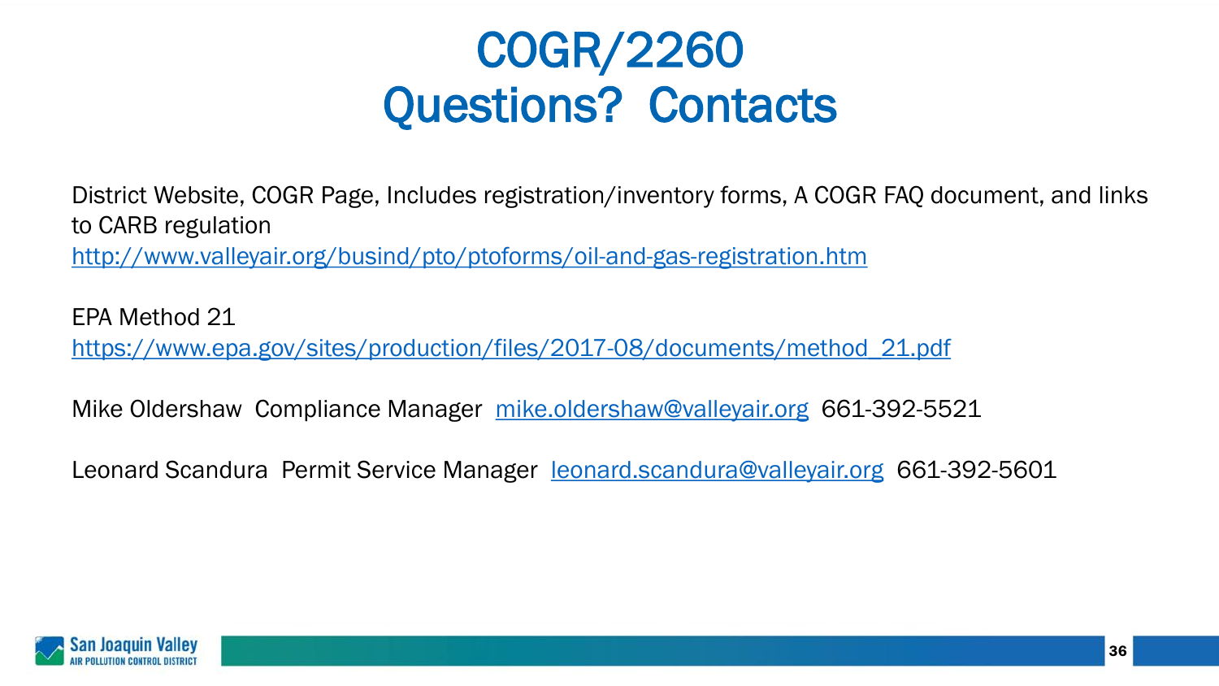# COGR/2260
# Questions? Contacts

District Website, COGR Page, Includes registration/inventory forms, A COGR FAQ document, and links to CARB regulation
http://www.valleyair.org/busind/pto/ptoforms/oil-and-gas-registration.htm

EPA Method 21
https://www.epa.gov/sites/production/files/2017-08/documents/method_21.pdf

Mike Oldershaw  Compliance Manager  mike.oldershaw@valleyair.org  661-392-5521

Leonard Scandura  Permit Service Manager  leonard.scandura@valleyair.org  661-392-5601

San Joaquin Valley
AIR POLLUTION CONTROL DISTRICT